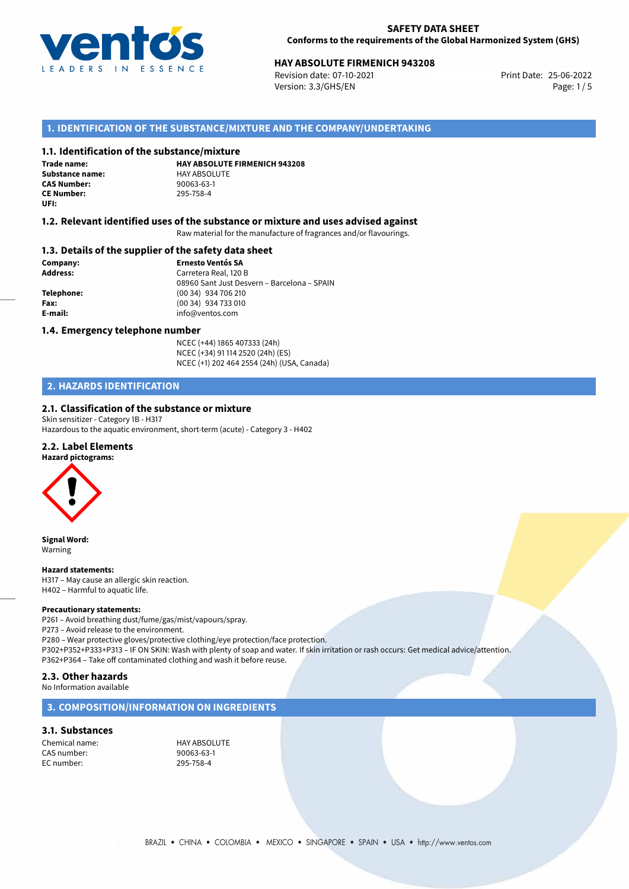**SAFETY DATA SHEET**
**Conforms to the requirements of the Global Harmonized System (GHS)**

**HAY ABSOLUTE FIRMENICH 943208**
Revision date: 07-10-2021
Version: 3.3/GHS/EN
Print Date: 25-06-2022

## 1. IDENTIFICATION OF THE SUBSTANCE/MIXTURE AND THE COMPANY/UNDERTAKING

### 1.1. Identification of the substance/mixture

**Trade name:** **HAY ABSOLUTE FIRMENICH 943208**
**Substance name:** HAY ABSOLUTE
**CAS Number:** 90063-63-1
**CE Number:** 295-758-4
**UFI:**

### 1.2. Relevant identified uses of the substance or mixture and uses advised against

Raw material for the manufacture of fragrances and/or flavourings.

### 1.3. Details of the supplier of the safety data sheet

**Company:** **Ernesto Ventós SA**
**Address:** Carretera Real, 120 B
08960 Sant Just Desvern – Barcelona – SPAIN
**Telephone:** (00 34) 934 706 210
**Fax:** (00 34) 934 733 010
**E-mail:** info@ventos.com

### 1.4. Emergency telephone number

NCEC (+44) 1865 407333 (24h)
NCEC (+34) 91 114 2520 (24h) (ES)
NCEC (+1) 202 464 2554 (24h) (USA, Canada)

## 2. HAZARDS IDENTIFICATION

### 2.1. Classification of the substance or mixture

Skin sensitizer - Category 1B - H317
Hazardous to the aquatic environment, short-term (acute) - Category 3 - H402

### 2.2. Label Elements

**Hazard pictograms:**

**Signal Word:**
Warning

**Hazard statements:**
H317 – May cause an allergic skin reaction.
H402 – Harmful to aquatic life.

**Precautionary statements:**
P261 – Avoid breathing dust/fume/gas/mist/vapours/spray.
P273 – Avoid release to the environment.
P280 – Wear protective gloves/protective clothing/eye protection/face protection.
P302+P352+P333+P313 – IF ON SKIN: Wash with plenty of soap and water. If skin irritation or rash occurs: Get medical advice/attention.
P362+P364 – Take off contaminated clothing and wash it before reuse.

### 2.3. Other hazards

No Information available

## 3. COMPOSITION/INFORMATION ON INGREDIENTS

### 3.1. Substances

Chemical name: HAY ABSOLUTE
CAS number: 90063-63-1
EC number: 295-758-4

BRAZIL • CHINA • COLOMBIA • MEXICO • SINGAPORE • SPAIN • USA • http://www.ventos.com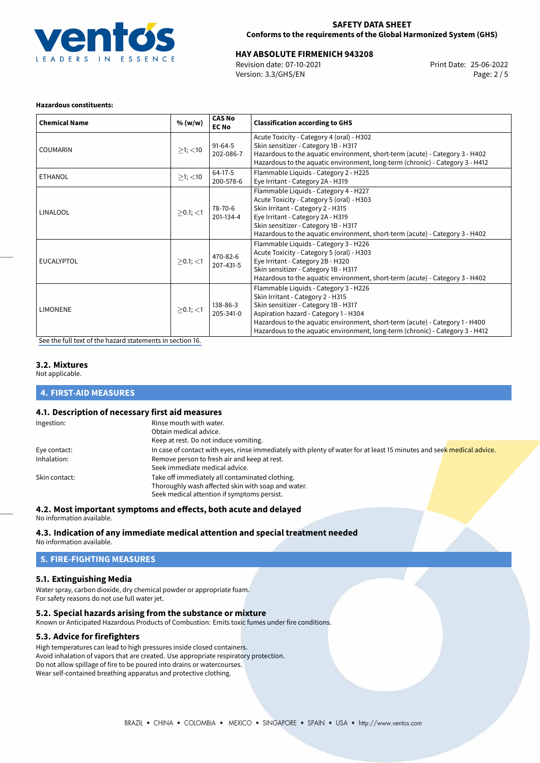**Hazardous constituents:**

| Chemical Name | % (w/w) | CAS No<br>EC No | Classification according to GHS |
|---|---|---|---|
| COUMARIN | $\geq$1; <10 | 91-64-5<br>202-086-7 | Acute Toxicity - Category 4 (oral) - H302<br>Skin sensitizer - Category 1B - H317<br>Hazardous to the aquatic environment, short-term (acute) - Category 3 - H402<br>Hazardous to the aquatic environment, long-term (chronic) - Category 3 - H412 |
| ETHANOL | $\geq$1; <10 | 64-17-5<br>200-578-6 | Flammable Liquids - Category 2 - H225<br>Eye Irritant - Category 2A - H319 |
| LINALOOL | $\geq$0.1; <1 | 78-70-6<br>201-134-4 | Flammable Liquids - Category 4 - H227<br>Acute Toxicity - Category 5 (oral) - H303<br>Skin Irritant - Category 2 - H315<br>Eye Irritant - Category 2A - H319<br>Skin sensitizer - Category 1B - H317<br>Hazardous to the aquatic environment, short-term (acute) - Category 3 - H402 |
| EUCALYPTOL | $\geq$0.1; <1 | 470-82-6<br>207-431-5 | Flammable Liquids - Category 3 - H226<br>Acute Toxicity - Category 5 (oral) - H303<br>Eye Irritant - Category 2B - H320<br>Skin sensitizer - Category 1B - H317<br>Hazardous to the aquatic environment, short-term (acute) - Category 3 - H402 |
| LIMONENE | $\geq$0.1; <1 | 138-86-3<br>205-341-0 | Flammable Liquids - Category 3 - H226<br>Skin Irritant - Category 2 - H315<br>Skin sensitizer - Category 1B - H317<br>Aspiration hazard - Category 1 - H304<br>Hazardous to the aquatic environment, short-term (acute) - Category 1 - H400<br>Hazardous to the aquatic environment, long-term (chronic) - Category 3 - H412 |

See the full text of the hazard statements in section 16.

### 3.2. Mixtures

Not applicable.

## 4. FIRST-AID MEASURES

### 4.1. Description of necessary first aid measures

Ingestion: Rinse mouth with water.
Obtain medical advice.
Keep at rest. Do not induce vomiting.

Eye contact: In case of contact with eyes, rinse immediately with plenty of water for at least 15 minutes and seek medical advice.

Inhalation: Remove person to fresh air and keep at rest.
Seek immediate medical advice.

Skin contact: Take off immediately all contaminated clothing.
Thoroughly wash affected skin with soap and water.
Seek medical attention if symptoms persist.

### 4.2. Most important symptoms and effects, both acute and delayed

No information available.

### 4.3. Indication of any immediate medical attention and special treatment needed

No information available.

## 5. FIRE-FIGHTING MEASURES

### 5.1. Extinguishing Media

Water spray, carbon dioxide, dry chemical powder or appropriate foam.
For safety reasons do not use full water jet.

### 5.2. Special hazards arising from the substance or mixture

Known or Anticipated Hazardous Products of Combustion: Emits toxic fumes under fire conditions.

### 5.3. Advice for firefighters

High temperatures can lead to high pressures inside closed containers.
Avoid inhalation of vapors that are created. Use appropriate respiratory protection.
Do not allow spillage of fire to be poured into drains or watercourses.
Wear self-contained breathing apparatus and protective clothing.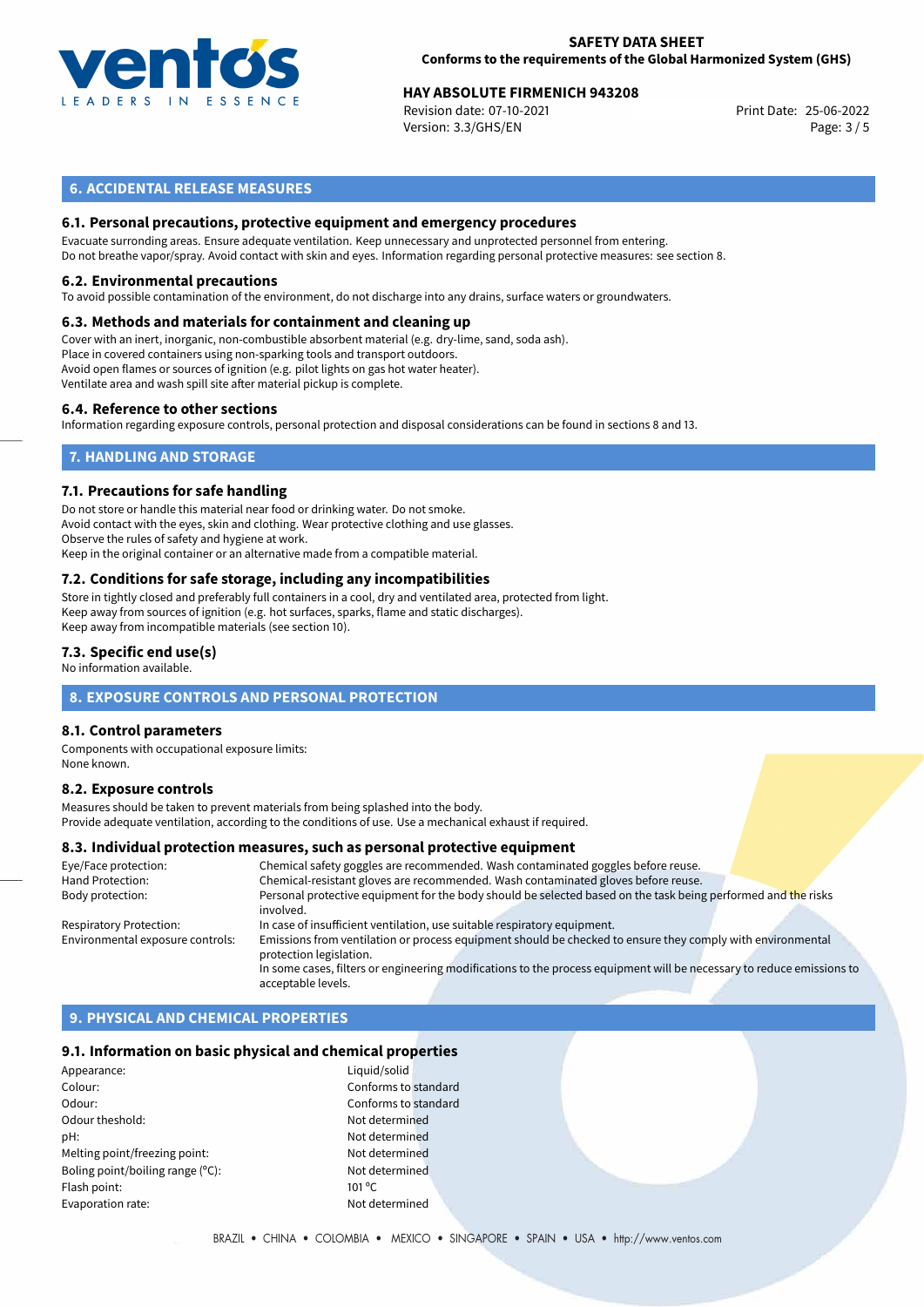## 6. ACCIDENTAL RELEASE MEASURES

### 6.1. Personal precautions, protective equipment and emergency procedures

Evacuate surronding areas. Ensure adequate ventilation. Keep unnecessary and unprotected personnel from entering.
Do not breathe vapor/spray. Avoid contact with skin and eyes. Information regarding personal protective measures: see section 8.

### 6.2. Environmental precautions

To avoid possible contamination of the environment, do not discharge into any drains, surface waters or groundwaters.

### 6.3. Methods and materials for containment and cleaning up

Cover with an inert, inorganic, non-combustible absorbent material (e.g. dry-lime, sand, soda ash).
Place in covered containers using non-sparking tools and transport outdoors.
Avoid open flames or sources of ignition (e.g. pilot lights on gas hot water heater).
Ventilate area and wash spill site after material pickup is complete.

### 6.4. Reference to other sections

Information regarding exposure controls, personal protection and disposal considerations can be found in sections 8 and 13.

## 7. HANDLING AND STORAGE

### 7.1. Precautions for safe handling

Do not store or handle this material near food or drinking water. Do not smoke.
Avoid contact with the eyes, skin and clothing. Wear protective clothing and use glasses.
Observe the rules of safety and hygiene at work.
Keep in the original container or an alternative made from a compatible material.

### 7.2. Conditions for safe storage, including any incompatibilities

Store in tightly closed and preferably full containers in a cool, dry and ventilated area, protected from light.
Keep away from sources of ignition (e.g. hot surfaces, sparks, flame and static discharges).
Keep away from incompatible materials (see section 10).

### 7.3. Specific end use(s)

No information available.

## 8. EXPOSURE CONTROLS AND PERSONAL PROTECTION

### 8.1. Control parameters

Components with occupational exposure limits:
None known.

### 8.2. Exposure controls

Measures should be taken to prevent materials from being splashed into the body.
Provide adequate ventilation, according to the conditions of use. Use a mechanical exhaust if required.

### 8.3. Individual protection measures, such as personal protective equipment

| | |
|---|---|
| Eye/Face protection: | Chemical safety goggles are recommended. Wash contaminated goggles before reuse. |
| Hand Protection: | Chemical-resistant gloves are recommended. Wash contaminated gloves before reuse. |
| Body protection: | Personal protective equipment for the body should be selected based on the task being performed and the risks involved. |
| Respiratory Protection: | In case of insufficient ventilation, use suitable respiratory equipment. |
| Environmental exposure controls: | Emissions from ventilation or process equipment should be checked to ensure they comply with environmental protection legislation. In some cases, filters or engineering modifications to the process equipment will be necessary to reduce emissions to acceptable levels. |

## 9. PHYSICAL AND CHEMICAL PROPERTIES

### 9.1. Information on basic physical and chemical properties

| | |
|---|---|
| Appearance: | Liquid/solid |
| Colour: | Conforms to standard |
| Odour: | Conforms to standard |
| Odour theshold: | Not determined |
| pH: | Not determined |
| Melting point/freezing point: | Not determined |
| Boling point/boiling range (°C): | Not determined |
| Flash point: | 101 °C |
| Evaporation rate: | Not determined |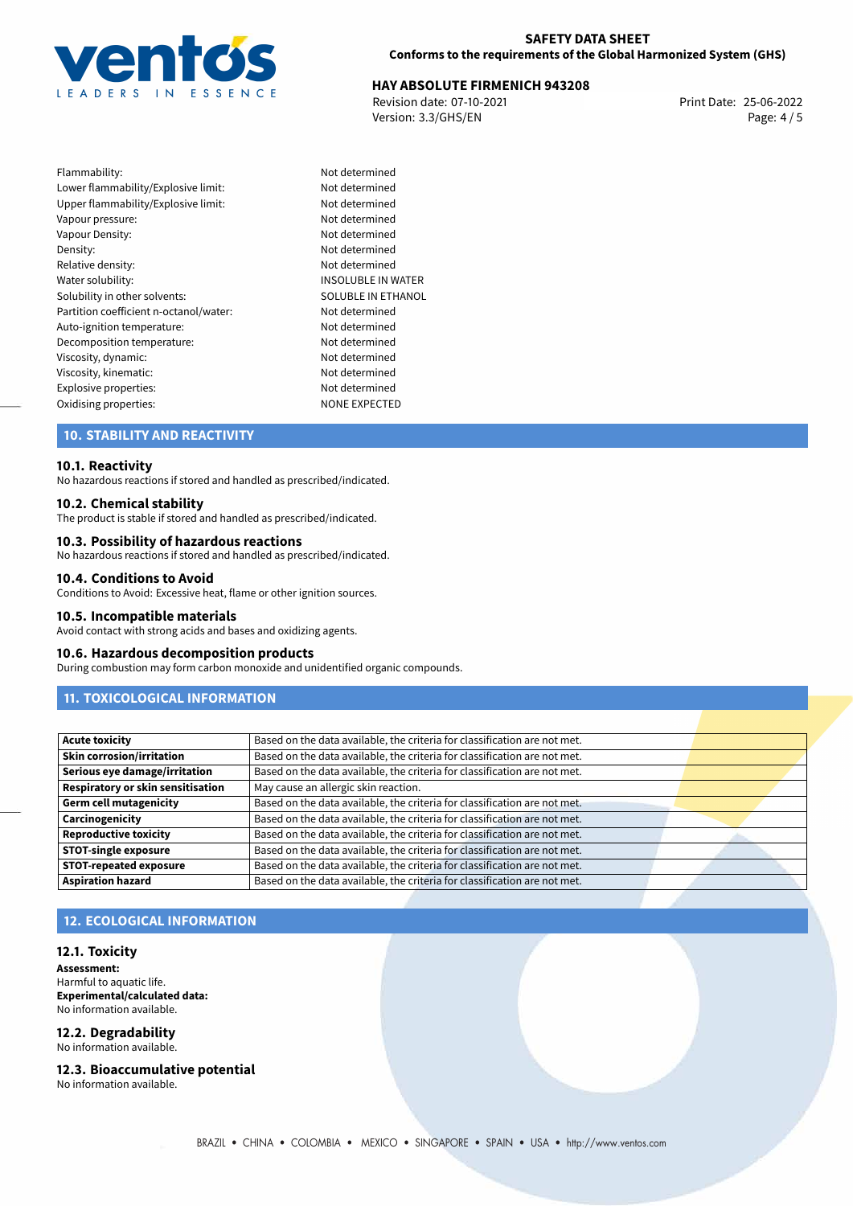| | |
|---|---|
| Flammability: | Not determined |
| Lower flammability/Explosive limit: | Not determined |
| Upper flammability/Explosive limit: | Not determined |
| Vapour pressure: | Not determined |
| Vapour Density: | Not determined |
| Density: | Not determined |
| Relative density: | Not determined |
| Water solubility: | INSOLUBLE IN WATER |
| Solubility in other solvents: | SOLUBLE IN ETHANOL |
| Partition coefficient n-octanol/water: | Not determined |
| Auto-ignition temperature: | Not determined |
| Decomposition temperature: | Not determined |
| Viscosity, dynamic: | Not determined |
| Viscosity, kinematic: | Not determined |
| Explosive properties: | Not determined |
| Oxidising properties: | NONE EXPECTED |

## 10. STABILITY AND REACTIVITY

### 10.1. Reactivity
No hazardous reactions if stored and handled as prescribed/indicated.

### 10.2. Chemical stability
The product is stable if stored and handled as prescribed/indicated.

### 10.3. Possibility of hazardous reactions
No hazardous reactions if stored and handled as prescribed/indicated.

### 10.4. Conditions to Avoid
Conditions to Avoid: Excessive heat, flame or other ignition sources.

### 10.5. Incompatible materials
Avoid contact with strong acids and bases and oxidizing agents.

### 10.6. Hazardous decomposition products
During combustion may form carbon monoxide and unidentified organic compounds.

## 11. TOXICOLOGICAL INFORMATION

| | |
|---|---|
| **Acute toxicity** | Based on the data available, the criteria for classification are not met. |
| **Skin corrosion/irritation** | Based on the data available, the criteria for classification are not met. |
| **Serious eye damage/irritation** | Based on the data available, the criteria for classification are not met. |
| **Respiratory or skin sensitisation** | May cause an allergic skin reaction. |
| **Germ cell mutagenicity** | Based on the data available, the criteria for classification are not met. |
| **Carcinogenicity** | Based on the data available, the criteria for classification are not met. |
| **Reproductive toxicity** | Based on the data available, the criteria for classification are not met. |
| **STOT-single exposure** | Based on the data available, the criteria for classification are not met. |
| **STOT-repeated exposure** | Based on the data available, the criteria for classification are not met. |
| **Aspiration hazard** | Based on the data available, the criteria for classification are not met. |

## 12. ECOLOGICAL INFORMATION

### 12.1. Toxicity
**Assessment:**
Harmful to aquatic life.
**Experimental/calculated data:**
No information available.

### 12.2. Degradability
No information available.

### 12.3. Bioaccumulative potential
No information available.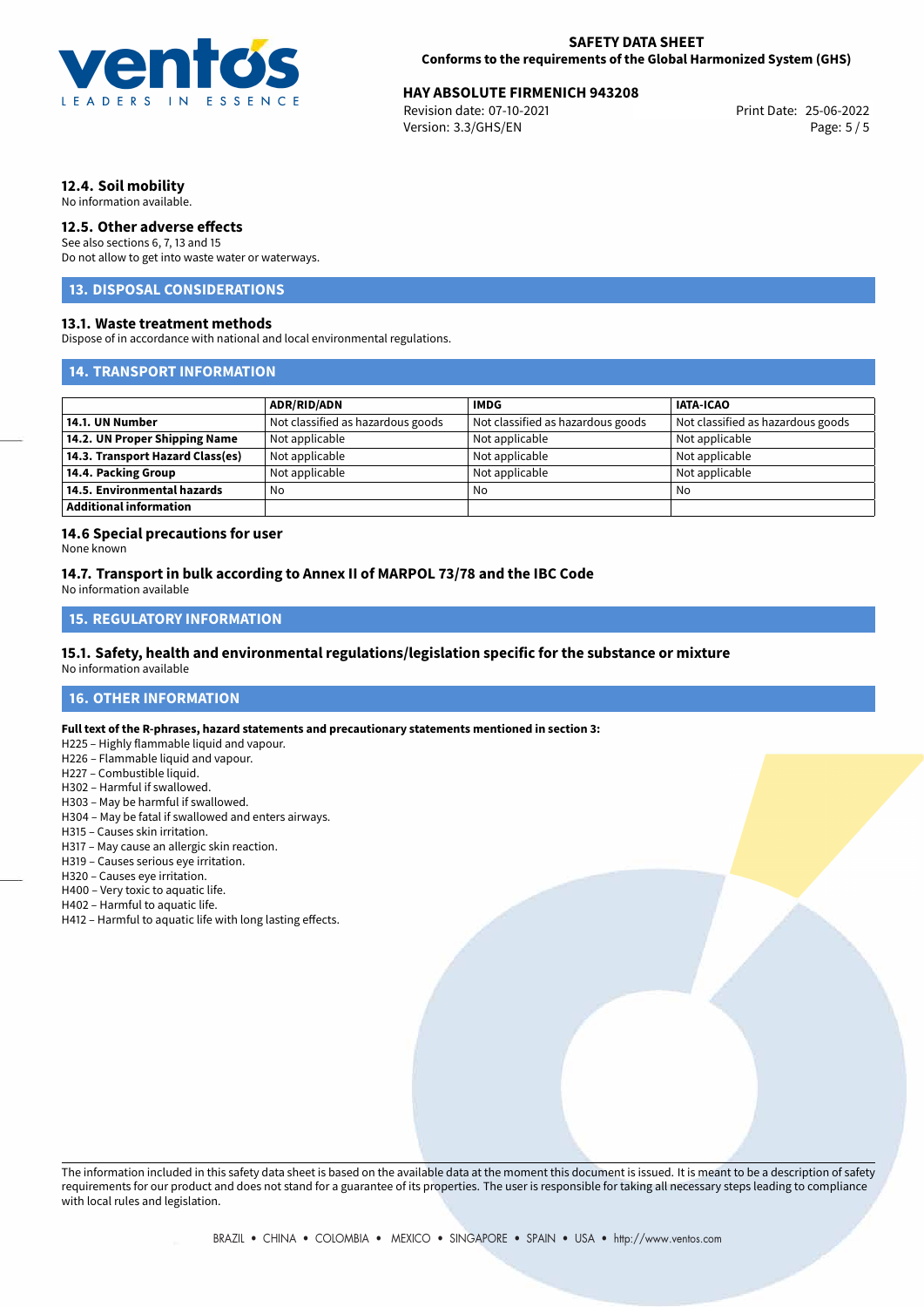### 12.4. Soil mobility

No information available.

### 12.5. Other adverse effects

See also sections 6, 7, 13 and 15

Do not allow to get into waste water or waterways.

## 13. DISPOSAL CONSIDERATIONS

### 13.1. Waste treatment methods

Dispose of in accordance with national and local environmental regulations.

## 14. TRANSPORT INFORMATION

| | ADR/RID/ADN | IMDG | IATA-ICAO |
|---|---|---|---|
| **14.1. UN Number** | Not classified as hazardous goods | Not classified as hazardous goods | Not classified as hazardous goods |
| **14.2. UN Proper Shipping Name** | Not applicable | Not applicable | Not applicable |
| **14.3. Transport Hazard Class(es)** | Not applicable | Not applicable | Not applicable |
| **14.4. Packing Group** | Not applicable | Not applicable | Not applicable |
| **14.5. Environmental hazards** | No | No | No |
| **Additional information** | | | |

### 14.6 Special precautions for user

None known

### 14.7. Transport in bulk according to Annex II of MARPOL 73/78 and the IBC Code

No information available

## 15. REGULATORY INFORMATION

### 15.1. Safety, health and environmental regulations/legislation specific for the substance or mixture

No information available

## 16. OTHER INFORMATION

**Full text of the R-phrases, hazard statements and precautionary statements mentioned in section 3:**

H225 – Highly flammable liquid and vapour.
H226 – Flammable liquid and vapour.
H227 – Combustible liquid.
H302 – Harmful if swallowed.
H303 – May be harmful if swallowed.
H304 – May be fatal if swallowed and enters airways.
H315 – Causes skin irritation.
H317 – May cause an allergic skin reaction.
H319 – Causes serious eye irritation.
H320 – Causes eye irritation.
H400 – Very toxic to aquatic life.
H402 – Harmful to aquatic life.
H412 – Harmful to aquatic life with long lasting effects.

The information included in this safety data sheet is based on the available data at the moment this document is issued. It is meant to be a description of safety requirements for our product and does not stand for a guarantee of its properties. The user is responsible for taking all necessary steps leading to compliance with local rules and legislation.